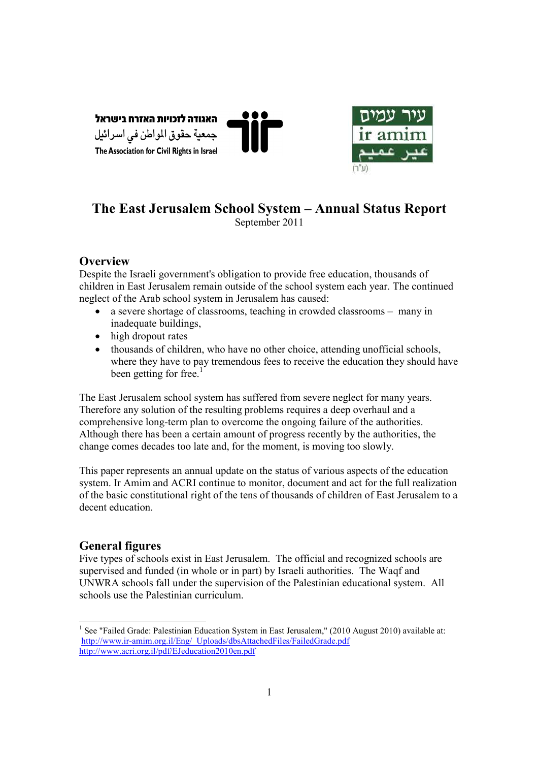האגודה לזכויות האזרח בישראל
جمعية حقوق المواطن في اسرائيل
The Association for Civil Rights in Israel

עיר עמים
ir amim
عير عميم
(ע"ר)

# The East Jerusalem School System – Annual Status Report

September 2011

## Overview

Despite the Israeli government's obligation to provide free education, thousands of children in East Jerusalem remain outside of the school system each year. The continued neglect of the Arab school system in Jerusalem has caused:

- a severe shortage of classrooms, teaching in crowded classrooms – many in inadequate buildings,
- high dropout rates
- thousands of children, who have no other choice, attending unofficial schools, where they have to pay tremendous fees to receive the education they should have been getting for free.[1]

The East Jerusalem school system has suffered from severe neglect for many years. Therefore any solution of the resulting problems requires a deep overhaul and a comprehensive long-term plan to overcome the ongoing failure of the authorities. Although there has been a certain amount of progress recently by the authorities, the change comes decades too late and, for the moment, is moving too slowly.

This paper represents an annual update on the status of various aspects of the education system. Ir Amim and ACRI continue to monitor, document and act for the full realization of the basic constitutional right of the tens of thousands of children of East Jerusalem to a decent education.

## General figures

Five types of schools exist in East Jerusalem. The official and recognized schools are supervised and funded (in whole or in part) by Israeli authorities. The Waqf and UNWRA schools fall under the supervision of the Palestinian educational system. All schools use the Palestinian curriculum.

---

[1] See "Failed Grade: Palestinian Education System in East Jerusalem," (2010 August 2010) available at:
http://www.ir-amim.org.il/Eng/_Uploads/dbsAttachedFiles/FailedGrade.pdf
http://www.acri.org.il/pdf/EJeducation2010en.pdf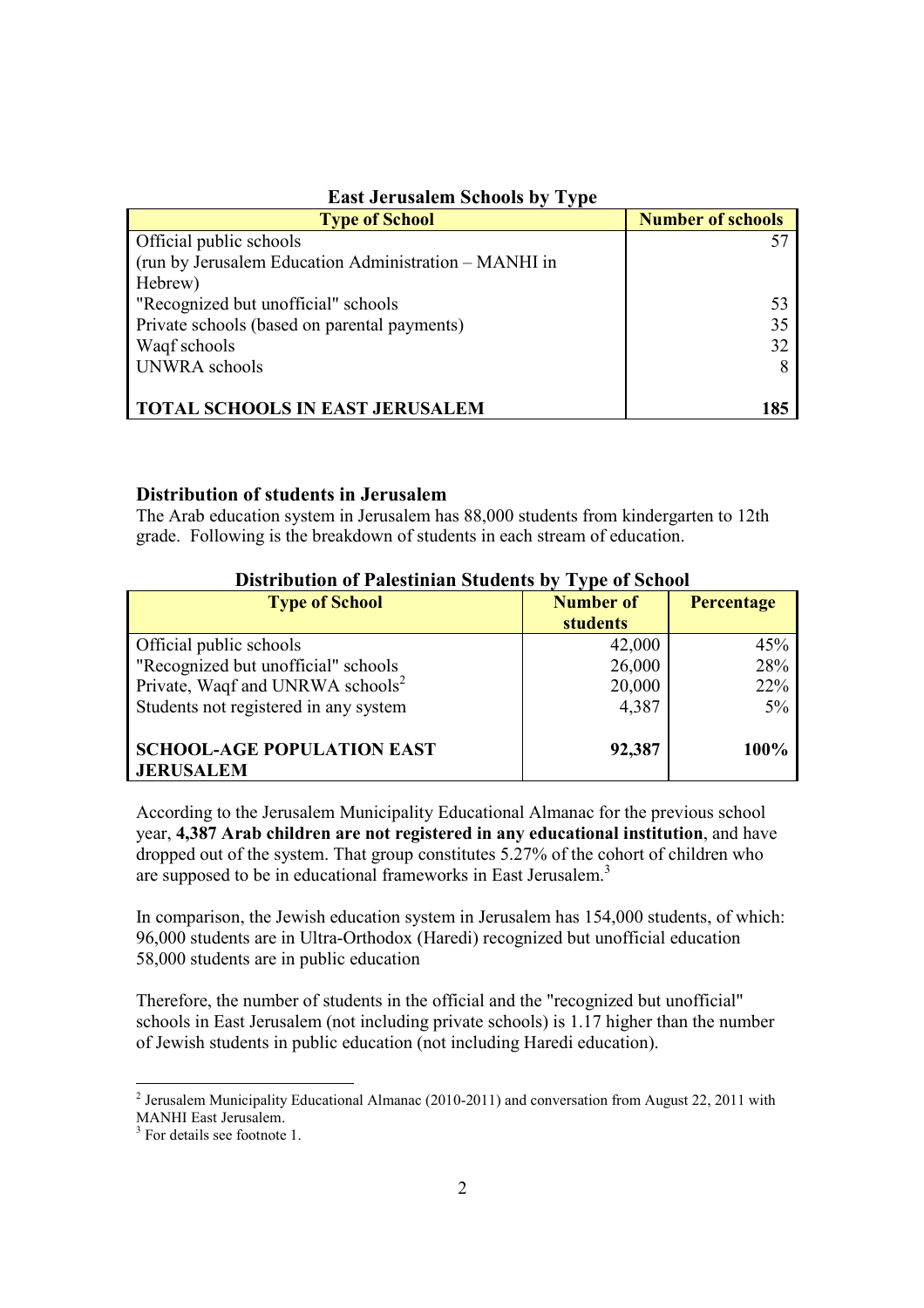**East Jerusalem Schools by Type**

| Type of School | Number of schools |
|---|---|
| Official public schools (run by Jerusalem Education Administration – MANHI in Hebrew) | 57 |
| "Recognized but unofficial" schools | 53 |
| Private schools (based on parental payments) | 35 |
| Waqf schools | 32 |
| UNWRA schools | 8 |
| **TOTAL SCHOOLS IN EAST JERUSALEM** | **185** |

### Distribution of students in Jerusalem

The Arab education system in Jerusalem has 88,000 students from kindergarten to 12th grade. Following is the breakdown of students in each stream of education.

**Distribution of Palestinian Students by Type of School**

| Type of School | Number of students | Percentage |
|---|---|---|
| Official public schools | 42,000 | 45% |
| "Recognized but unofficial" schools | 26,000 | 28% |
| Private, Waqf and UNRWA schools[2] | 20,000 | 22% |
| Students not registered in any system | 4,387 | 5% |
| **SCHOOL-AGE POPULATION EAST JERUSALEM** | **92,387** | **100%** |

According to the Jerusalem Municipality Educational Almanac for the previous school year, **4,387 Arab children are not registered in any educational institution**, and have dropped out of the system. That group constitutes 5.27% of the cohort of children who are supposed to be in educational frameworks in East Jerusalem.[3]

In comparison, the Jewish education system in Jerusalem has 154,000 students, of which:
96,000 students are in Ultra-Orthodox (Haredi) recognized but unofficial education
58,000 students are in public education

Therefore, the number of students in the official and the "recognized but unofficial" schools in East Jerusalem (not including private schools) is 1.17 higher than the number of Jewish students in public education (not including Haredi education).

---

[2] Jerusalem Municipality Educational Almanac (2010-2011) and conversation from August 22, 2011 with MANHI East Jerusalem.

[3] For details see footnote 1.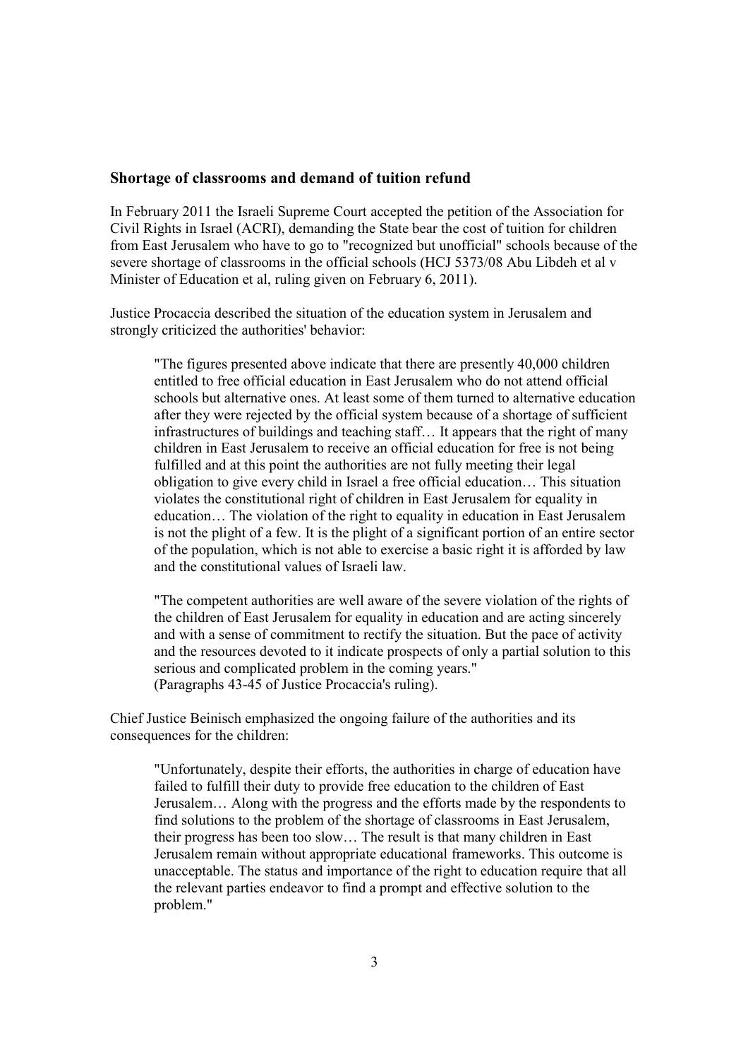### Shortage of classrooms and demand of tuition refund

In February 2011 the Israeli Supreme Court accepted the petition of the Association for Civil Rights in Israel (ACRI), demanding the State bear the cost of tuition for children from East Jerusalem who have to go to "recognized but unofficial" schools because of the severe shortage of classrooms in the official schools (HCJ 5373/08 Abu Libdeh et al v Minister of Education et al, ruling given on February 6, 2011).

Justice Procaccia described the situation of the education system in Jerusalem and strongly criticized the authorities' behavior:

> "The figures presented above indicate that there are presently 40,000 children entitled to free official education in East Jerusalem who do not attend official schools but alternative ones. At least some of them turned to alternative education after they were rejected by the official system because of a shortage of sufficient infrastructures of buildings and teaching staff… It appears that the right of many children in East Jerusalem to receive an official education for free is not being fulfilled and at this point the authorities are not fully meeting their legal obligation to give every child in Israel a free official education… This situation violates the constitutional right of children in East Jerusalem for equality in education… The violation of the right to equality in education in East Jerusalem is not the plight of a few. It is the plight of a significant portion of an entire sector of the population, which is not able to exercise a basic right it is afforded by law and the constitutional values of Israeli law.
>
> "The competent authorities are well aware of the severe violation of the rights of the children of East Jerusalem for equality in education and are acting sincerely and with a sense of commitment to rectify the situation. But the pace of activity and the resources devoted to it indicate prospects of only a partial solution to this serious and complicated problem in the coming years."
> (Paragraphs 43-45 of Justice Procaccia's ruling).

Chief Justice Beinisch emphasized the ongoing failure of the authorities and its consequences for the children:

> "Unfortunately, despite their efforts, the authorities in charge of education have failed to fulfill their duty to provide free education to the children of East Jerusalem… Along with the progress and the efforts made by the respondents to find solutions to the problem of the shortage of classrooms in East Jerusalem, their progress has been too slow… The result is that many children in East Jerusalem remain without appropriate educational frameworks. This outcome is unacceptable. The status and importance of the right to education require that all the relevant parties endeavor to find a prompt and effective solution to the problem."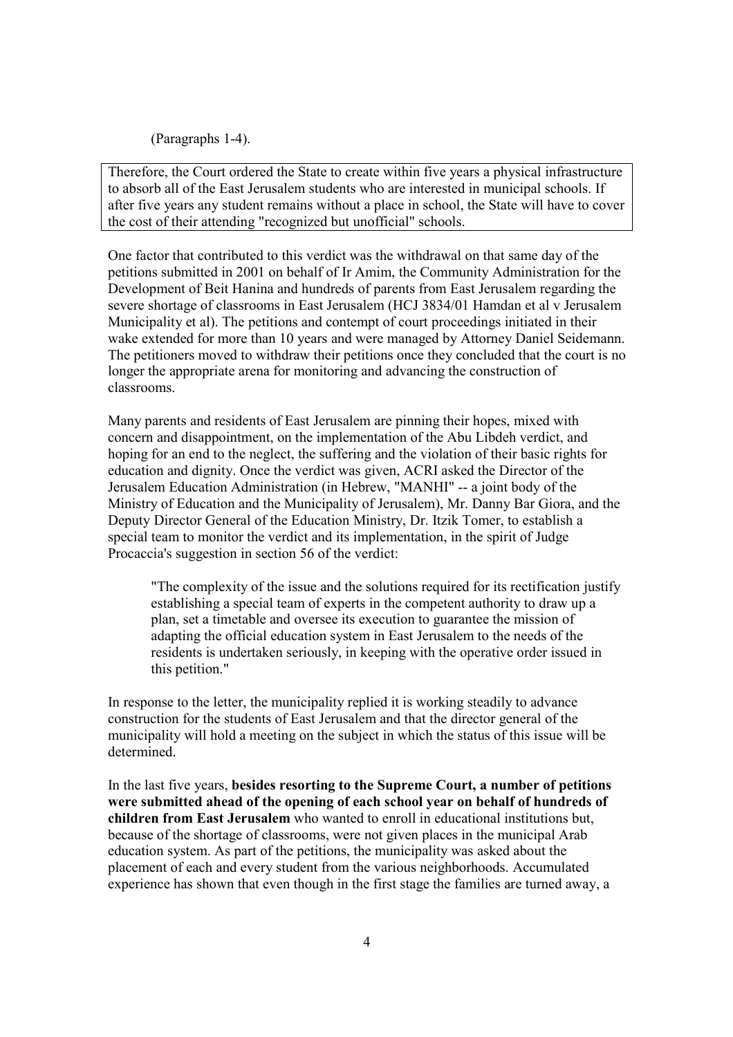(Paragraphs 1-4).

Therefore, the Court ordered the State to create within five years a physical infrastructure to absorb all of the East Jerusalem students who are interested in municipal schools. If after five years any student remains without a place in school, the State will have to cover the cost of their attending "recognized but unofficial" schools.

One factor that contributed to this verdict was the withdrawal on that same day of the petitions submitted in 2001 on behalf of Ir Amim, the Community Administration for the Development of Beit Hanina and hundreds of parents from East Jerusalem regarding the severe shortage of classrooms in East Jerusalem (HCJ 3834/01 Hamdan et al v Jerusalem Municipality et al). The petitions and contempt of court proceedings initiated in their wake extended for more than 10 years and were managed by Attorney Daniel Seidemann. The petitioners moved to withdraw their petitions once they concluded that the court is no longer the appropriate arena for monitoring and advancing the construction of classrooms.

Many parents and residents of East Jerusalem are pinning their hopes, mixed with concern and disappointment, on the implementation of the Abu Libdeh verdict, and hoping for an end to the neglect, the suffering and the violation of their basic rights for education and dignity. Once the verdict was given, ACRI asked the Director of the Jerusalem Education Administration (in Hebrew, "MANHI" -- a joint body of the Ministry of Education and the Municipality of Jerusalem), Mr. Danny Bar Giora, and the Deputy Director General of the Education Ministry, Dr. Itzik Tomer, to establish a special team to monitor the verdict and its implementation, in the spirit of Judge Procaccia's suggestion in section 56 of the verdict:

> "The complexity of the issue and the solutions required for its rectification justify establishing a special team of experts in the competent authority to draw up a plan, set a timetable and oversee its execution to guarantee the mission of adapting the official education system in East Jerusalem to the needs of the residents is undertaken seriously, in keeping with the operative order issued in this petition."

In response to the letter, the municipality replied it is working steadily to advance construction for the students of East Jerusalem and that the director general of the municipality will hold a meeting on the subject in which the status of this issue will be determined.

In the last five years, **besides resorting to the Supreme Court, a number of petitions were submitted ahead of the opening of each school year on behalf of hundreds of children from East Jerusalem** who wanted to enroll in educational institutions but, because of the shortage of classrooms, were not given places in the municipal Arab education system. As part of the petitions, the municipality was asked about the placement of each and every student from the various neighborhoods. Accumulated experience has shown that even though in the first stage the families are turned away, a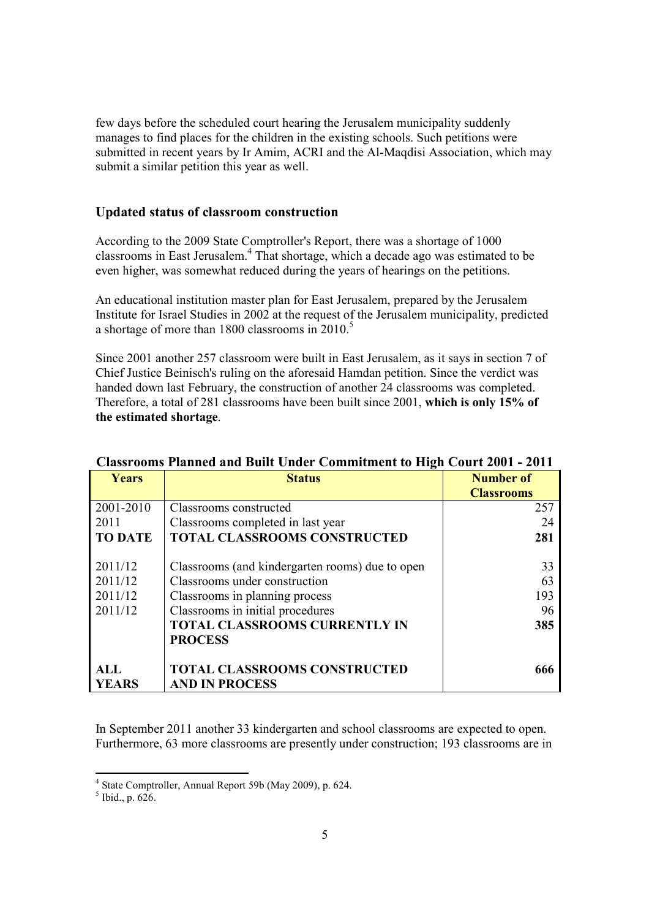few days before the scheduled court hearing the Jerusalem municipality suddenly manages to find places for the children in the existing schools. Such petitions were submitted in recent years by Ir Amim, ACRI and the Al-Maqdisi Association, which may submit a similar petition this year as well.

## Updated status of classroom construction

According to the 2009 State Comptroller's Report, there was a shortage of 1000 classrooms in East Jerusalem.[4] That shortage, which a decade ago was estimated to be even higher, was somewhat reduced during the years of hearings on the petitions.

An educational institution master plan for East Jerusalem, prepared by the Jerusalem Institute for Israel Studies in 2002 at the request of the Jerusalem municipality, predicted a shortage of more than 1800 classrooms in 2010.[5]

Since 2001 another 257 classroom were built in East Jerusalem, as it says in section 7 of Chief Justice Beinisch's ruling on the aforesaid Hamdan petition. Since the verdict was handed down last February, the construction of another 24 classrooms was completed. Therefore, a total of 281 classrooms have been built since 2001, **which is only 15% of the estimated shortage**.

**Classrooms Planned and Built Under Commitment to High Court 2001 - 2011**

| Years | Status | Number of Classrooms |
|---|---|---|
| 2001-2010 | Classrooms constructed | 257 |
| 2011 | Classrooms completed in last year | 24 |
| **TO DATE** | **TOTAL CLASSROOMS CONSTRUCTED** | **281** |
| 2011/12 | Classrooms (and kindergarten rooms) due to open | 33 |
| 2011/12 | Classrooms under construction | 63 |
| 2011/12 | Classrooms in planning process | 193 |
| 2011/12 | Classrooms in initial procedures | 96 |
| | **TOTAL CLASSROOMS CURRENTLY IN PROCESS** | **385** |
| **ALL YEARS** | **TOTAL CLASSROOMS CONSTRUCTED AND IN PROCESS** | **666** |

In September 2011 another 33 kindergarten and school classrooms are expected to open. Furthermore, 63 more classrooms are presently under construction; 193 classrooms are in

[4] State Comptroller, Annual Report 59b (May 2009), p. 624.

[5] Ibid., p. 626.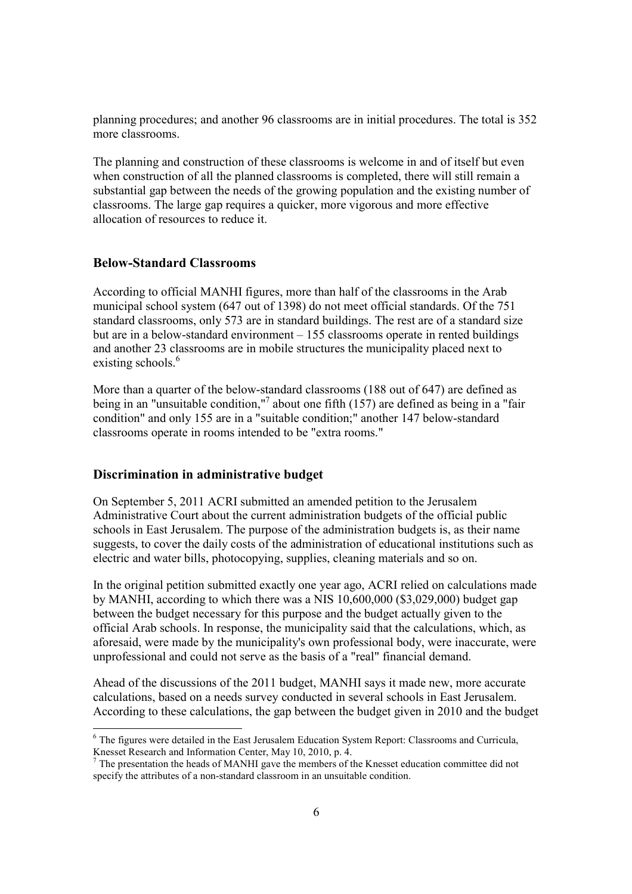planning procedures; and another 96 classrooms are in initial procedures. The total is 352 more classrooms.

The planning and construction of these classrooms is welcome in and of itself but even when construction of all the planned classrooms is completed, there will still remain a substantial gap between the needs of the growing population and the existing number of classrooms. The large gap requires a quicker, more vigorous and more effective allocation of resources to reduce it.

### Below-Standard Classrooms

According to official MANHI figures, more than half of the classrooms in the Arab municipal school system (647 out of 1398) do not meet official standards. Of the 751 standard classrooms, only 573 are in standard buildings. The rest are of a standard size but are in a below-standard environment – 155 classrooms operate in rented buildings and another 23 classrooms are in mobile structures the municipality placed next to existing schools.[6]

More than a quarter of the below-standard classrooms (188 out of 647) are defined as being in an "unsuitable condition,"[7] about one fifth (157) are defined as being in a "fair condition" and only 155 are in a "suitable condition;" another 147 below-standard classrooms operate in rooms intended to be "extra rooms."

### Discrimination in administrative budget

On September 5, 2011 ACRI submitted an amended petition to the Jerusalem Administrative Court about the current administration budgets of the official public schools in East Jerusalem. The purpose of the administration budgets is, as their name suggests, to cover the daily costs of the administration of educational institutions such as electric and water bills, photocopying, supplies, cleaning materials and so on.

In the original petition submitted exactly one year ago, ACRI relied on calculations made by MANHI, according to which there was a NIS 10,600,000 ($3,029,000) budget gap between the budget necessary for this purpose and the budget actually given to the official Arab schools. In response, the municipality said that the calculations, which, as aforesaid, were made by the municipality's own professional body, were inaccurate, were unprofessional and could not serve as the basis of a "real" financial demand.

Ahead of the discussions of the 2011 budget, MANHI says it made new, more accurate calculations, based on a needs survey conducted in several schools in East Jerusalem. According to these calculations, the gap between the budget given in 2010 and the budget

---

[6] The figures were detailed in the East Jerusalem Education System Report: Classrooms and Curricula, Knesset Research and Information Center, May 10, 2010, p. 4.

[7] The presentation the heads of MANHI gave the members of the Knesset education committee did not specify the attributes of a non-standard classroom in an unsuitable condition.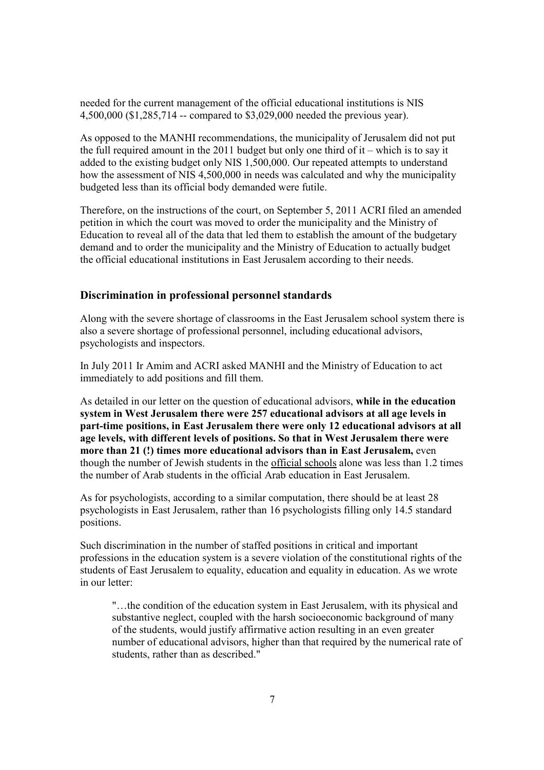needed for the current management of the official educational institutions is NIS 4,500,000 ($1,285,714 -- compared to $3,029,000 needed the previous year).

As opposed to the MANHI recommendations, the municipality of Jerusalem did not put the full required amount in the 2011 budget but only one third of it – which is to say it added to the existing budget only NIS 1,500,000. Our repeated attempts to understand how the assessment of NIS 4,500,000 in needs was calculated and why the municipality budgeted less than its official body demanded were futile.

Therefore, on the instructions of the court, on September 5, 2011 ACRI filed an amended petition in which the court was moved to order the municipality and the Ministry of Education to reveal all of the data that led them to establish the amount of the budgetary demand and to order the municipality and the Ministry of Education to actually budget the official educational institutions in East Jerusalem according to their needs.

### Discrimination in professional personnel standards

Along with the severe shortage of classrooms in the East Jerusalem school system there is also a severe shortage of professional personnel, including educational advisors, psychologists and inspectors.

In July 2011 Ir Amim and ACRI asked MANHI and the Ministry of Education to act immediately to add positions and fill them.

As detailed in our letter on the question of educational advisors, **while in the education system in West Jerusalem there were 257 educational advisors at all age levels in part-time positions, in East Jerusalem there were only 12 educational advisors at all age levels, with different levels of positions. So that in West Jerusalem there were more than 21 (!) times more educational advisors than in East Jerusalem,** even though the number of Jewish students in the <u>official schools</u> alone was less than 1.2 times the number of Arab students in the official Arab education in East Jerusalem.

As for psychologists, according to a similar computation, there should be at least 28 psychologists in East Jerusalem, rather than 16 psychologists filling only 14.5 standard positions.

Such discrimination in the number of staffed positions in critical and important professions in the education system is a severe violation of the constitutional rights of the students of East Jerusalem to equality, education and equality in education. As we wrote in our letter:

> "…the condition of the education system in East Jerusalem, with its physical and substantive neglect, coupled with the harsh socioeconomic background of many of the students, would justify affirmative action resulting in an even greater number of educational advisors, higher than that required by the numerical rate of students, rather than as described."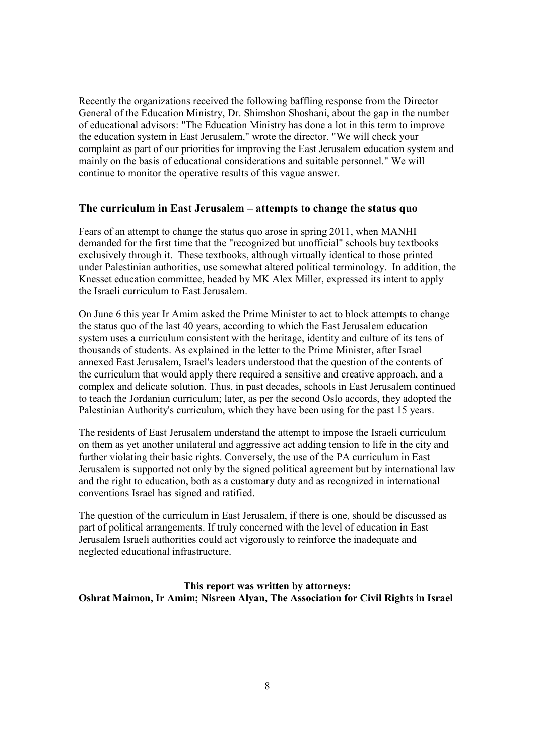Recently the organizations received the following baffling response from the Director General of the Education Ministry, Dr. Shimshon Shoshani, about the gap in the number of educational advisors: "The Education Ministry has done a lot in this term to improve the education system in East Jerusalem," wrote the director. "We will check your complaint as part of our priorities for improving the East Jerusalem education system and mainly on the basis of educational considerations and suitable personnel." We will continue to monitor the operative results of this vague answer.

## The curriculum in East Jerusalem – attempts to change the status quo

Fears of an attempt to change the status quo arose in spring 2011, when MANHI demanded for the first time that the "recognized but unofficial" schools buy textbooks exclusively through it. These textbooks, although virtually identical to those printed under Palestinian authorities, use somewhat altered political terminology. In addition, the Knesset education committee, headed by MK Alex Miller, expressed its intent to apply the Israeli curriculum to East Jerusalem.

On June 6 this year Ir Amim asked the Prime Minister to act to block attempts to change the status quo of the last 40 years, according to which the East Jerusalem education system uses a curriculum consistent with the heritage, identity and culture of its tens of thousands of students. As explained in the letter to the Prime Minister, after Israel annexed East Jerusalem, Israel's leaders understood that the question of the contents of the curriculum that would apply there required a sensitive and creative approach, and a complex and delicate solution. Thus, in past decades, schools in East Jerusalem continued to teach the Jordanian curriculum; later, as per the second Oslo accords, they adopted the Palestinian Authority's curriculum, which they have been using for the past 15 years.

The residents of East Jerusalem understand the attempt to impose the Israeli curriculum on them as yet another unilateral and aggressive act adding tension to life in the city and further violating their basic rights. Conversely, the use of the PA curriculum in East Jerusalem is supported not only by the signed political agreement but by international law and the right to education, both as a customary duty and as recognized in international conventions Israel has signed and ratified.

The question of the curriculum in East Jerusalem, if there is one, should be discussed as part of political arrangements. If truly concerned with the level of education in East Jerusalem Israeli authorities could act vigorously to reinforce the inadequate and neglected educational infrastructure.

**This report was written by attorneys:**
**Oshrat Maimon, Ir Amim; Nisreen Alyan, The Association for Civil Rights in Israel**